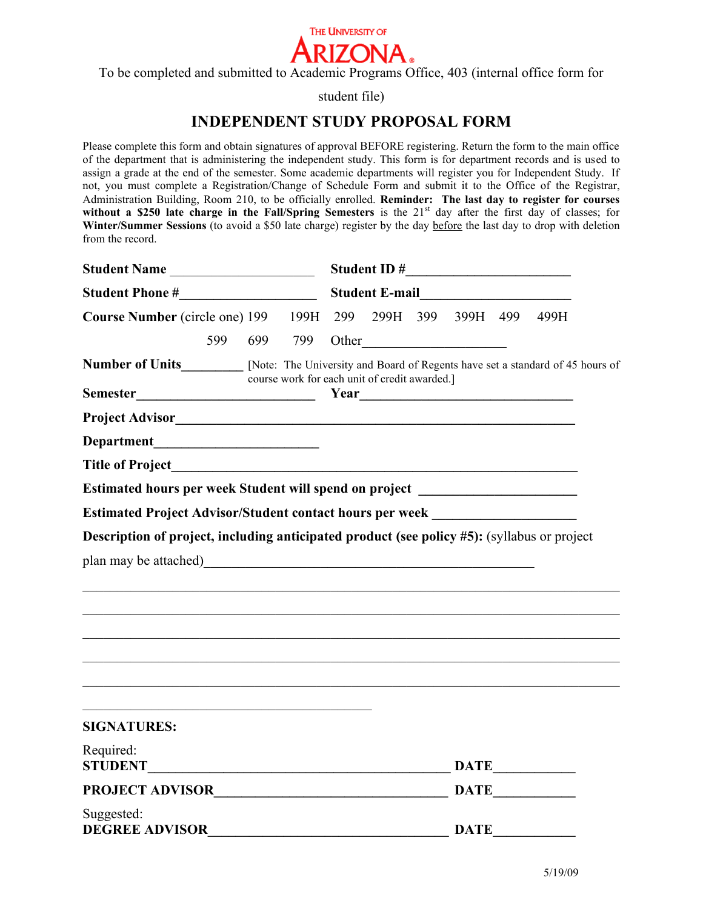THE UNIVERSITY OF ARIZONA

To be completed and submitted to Academic Programs Office, 403 (internal office form for student file)

# INDEPENDENT STUDY PROPOSAL FORM

Please complete this form and obtain signatures of approval BEFORE registering. Return the form to the main office of the department that is administering the independent study. This form is for department records and is used to assign a grade at the end of the semester. Some academic departments will register you for Independent Study. If not, you must complete a Registration/Change of Schedule Form and submit it to the Office of the Registrar, Administration Building, Room 210, to be officially enrolled. **Reminder: The last day to register for courses without a $250 late charge in the Fall/Spring Semesters** is the 21st day after the first day of classes; for **Winter/Summer Sessions** (to avoid a $50 late charge) register by the day before the last day to drop with deletion from the record.

**Student Name** ____________________ **Student ID #**______________________

**Student Phone #**___________________ **Student E-mail**____________________

**Course Number** (circle one) 199 199H 299 299H 399 399H 499 499H 599 699 799 Other___________________

**Number of Units**________ [Note: The University and Board of Regents have set a standard of 45 hours of course work for each unit of credit awarded.]

**Semester**_________________________ **Year**______________________________

**Project Advisor**________________________________________________________

**Department**______________________

**Title of Project**_________________________________________________________

**Estimated hours per week Student will spend on project** ______________________

**Estimated Project Advisor/Student contact hours per week** ____________________

**Description of project, including anticipated product (see policy #5):** (syllabus or project plan may be attached)_____________________________________________

___________________________________________________________________________

___________________________________________________________________________

___________________________________________________________________________

___________________________________________________________________________

___________________________________________________________________________

__________________________________________

**SIGNATURES:**

Required:
**STUDENT**___________________________________________ **DATE**___________

**PROJECT ADVISOR**_________________________________ **DATE**___________

Suggested:
**DEGREE ADVISOR**__________________________________ **DATE**___________

5/19/09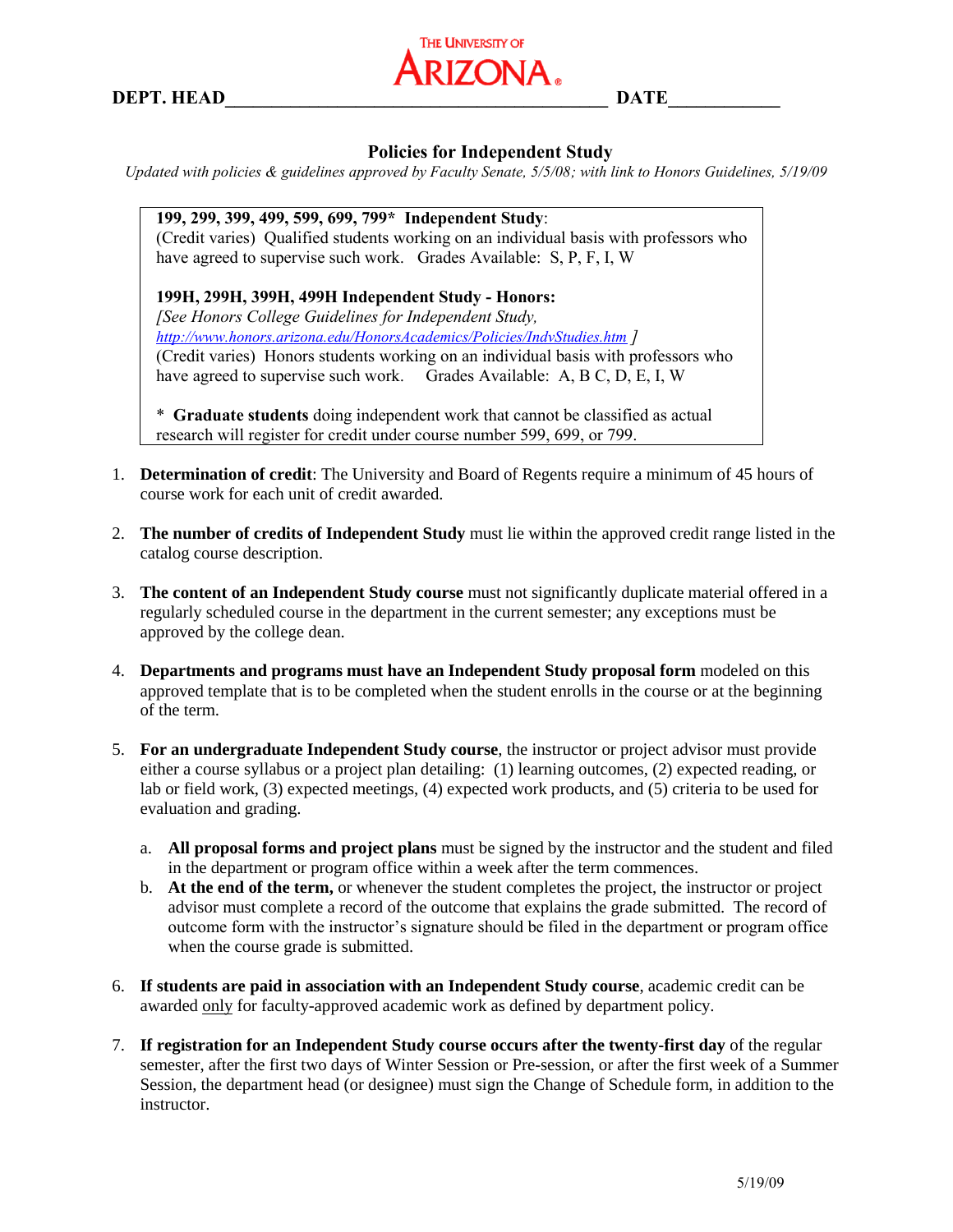THE UNIVERSITY OF ARIZONA

**DEPT. HEAD**\_\_\_\_\_\_\_\_\_\_\_\_\_\_\_\_\_\_\_\_\_\_\_\_\_\_\_\_\_\_\_\_\_\_\_\_\_\_\_\_\_\_ **DATE**\_\_\_\_\_\_\_\_\_\_\_\_

## Policies for Independent Study

*Updated with policies & guidelines approved by Faculty Senate, 5/5/08; with link to Honors Guidelines, 5/19/09*

> **199, 299, 399, 499, 599, 699, 799\* Independent Study**:
> (Credit varies) Qualified students working on an individual basis with professors who have agreed to supervise such work. Grades Available: S, P, F, I, W
>
> **199H, 299H, 399H, 499H Independent Study - Honors:**
> *[See Honors College Guidelines for Independent Study,* *http://www.honors.arizona.edu/HonorsAcademics/Policies/IndvStudies.htm* *]*
> (Credit varies) Honors students working on an individual basis with professors who have agreed to supervise such work. Grades Available: A, B C, D, E, I, W
>
> \* **Graduate students** doing independent work that cannot be classified as actual research will register for credit under course number 599, 699, or 799.

1. **Determination of credit**: The University and Board of Regents require a minimum of 45 hours of course work for each unit of credit awarded.

2. **The number of credits of Independent Study** must lie within the approved credit range listed in the catalog course description.

3. **The content of an Independent Study course** must not significantly duplicate material offered in a regularly scheduled course in the department in the current semester; any exceptions must be approved by the college dean.

4. **Departments and programs must have an Independent Study proposal form** modeled on this approved template that is to be completed when the student enrolls in the course or at the beginning of the term.

5. **For an undergraduate Independent Study course**, the instructor or project advisor must provide either a course syllabus or a project plan detailing: (1) learning outcomes, (2) expected reading, or lab or field work, (3) expected meetings, (4) expected work products, and (5) criteria to be used for evaluation and grading.

   a. **All proposal forms and project plans** must be signed by the instructor and the student and filed in the department or program office within a week after the term commences.

   b. **At the end of the term,** or whenever the student completes the project, the instructor or project advisor must complete a record of the outcome that explains the grade submitted. The record of outcome form with the instructor's signature should be filed in the department or program office when the course grade is submitted.

6. **If students are paid in association with an Independent Study course**, academic credit can be awarded <u>only</u> for faculty-approved academic work as defined by department policy.

7. **If registration for an Independent Study course occurs after the twenty-first day** of the regular semester, after the first two days of Winter Session or Pre-session, or after the first week of a Summer Session, the department head (or designee) must sign the Change of Schedule form, in addition to the instructor.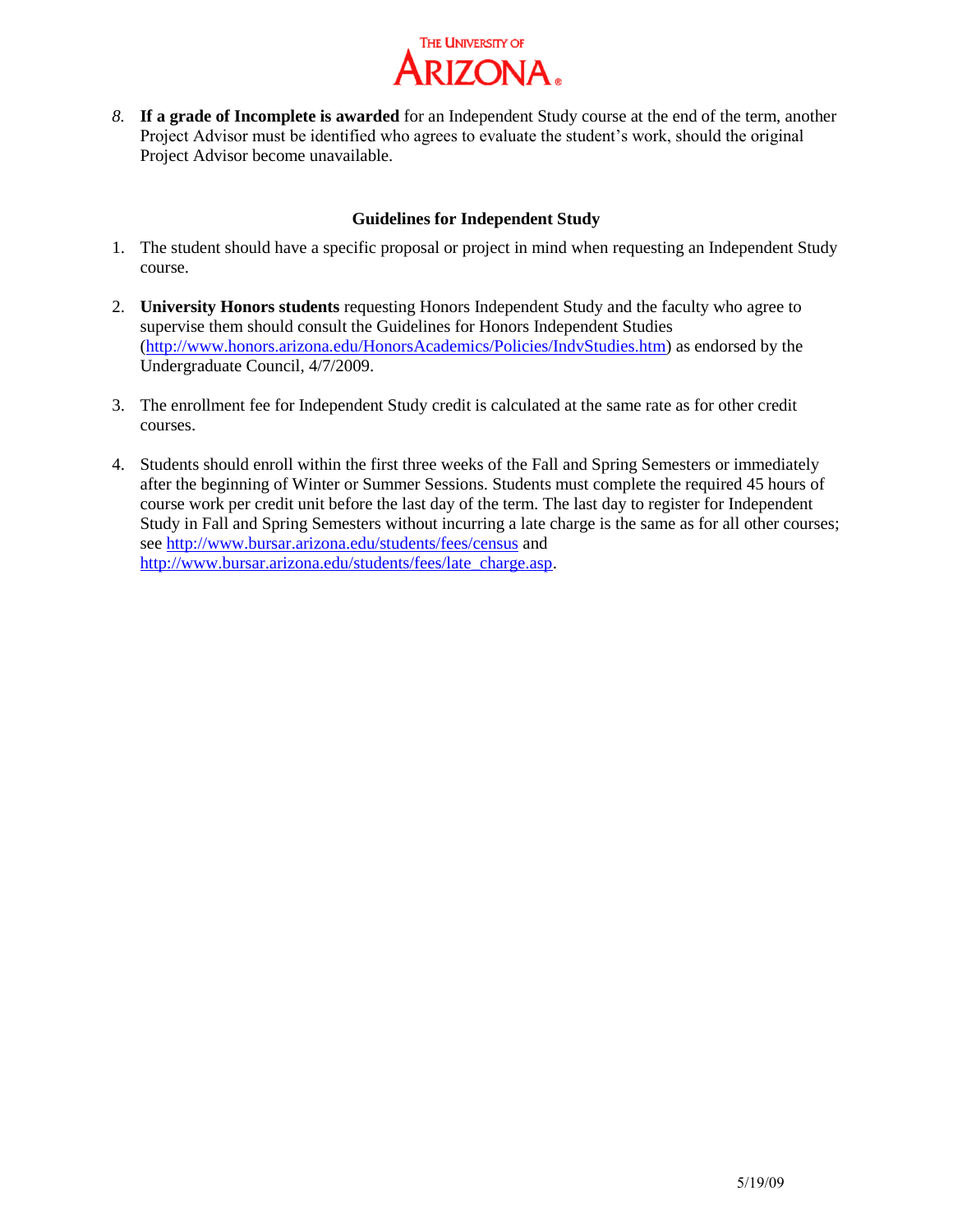*8.* **If a grade of Incomplete is awarded** for an Independent Study course at the end of the term, another Project Advisor must be identified who agrees to evaluate the student's work, should the original Project Advisor become unavailable.

### Guidelines for Independent Study

1. The student should have a specific proposal or project in mind when requesting an Independent Study course.

2. **University Honors students** requesting Honors Independent Study and the faculty who agree to supervise them should consult the Guidelines for Honors Independent Studies (http://www.honors.arizona.edu/HonorsAcademics/Policies/IndvStudies.htm) as endorsed by the Undergraduate Council, 4/7/2009.

3. The enrollment fee for Independent Study credit is calculated at the same rate as for other credit courses.

4. Students should enroll within the first three weeks of the Fall and Spring Semesters or immediately after the beginning of Winter or Summer Sessions. Students must complete the required 45 hours of course work per credit unit before the last day of the term. The last day to register for Independent Study in Fall and Spring Semesters without incurring a late charge is the same as for all other courses; see http://www.bursar.arizona.edu/students/fees/census and http://www.bursar.arizona.edu/students/fees/late_charge.asp.

5/19/09